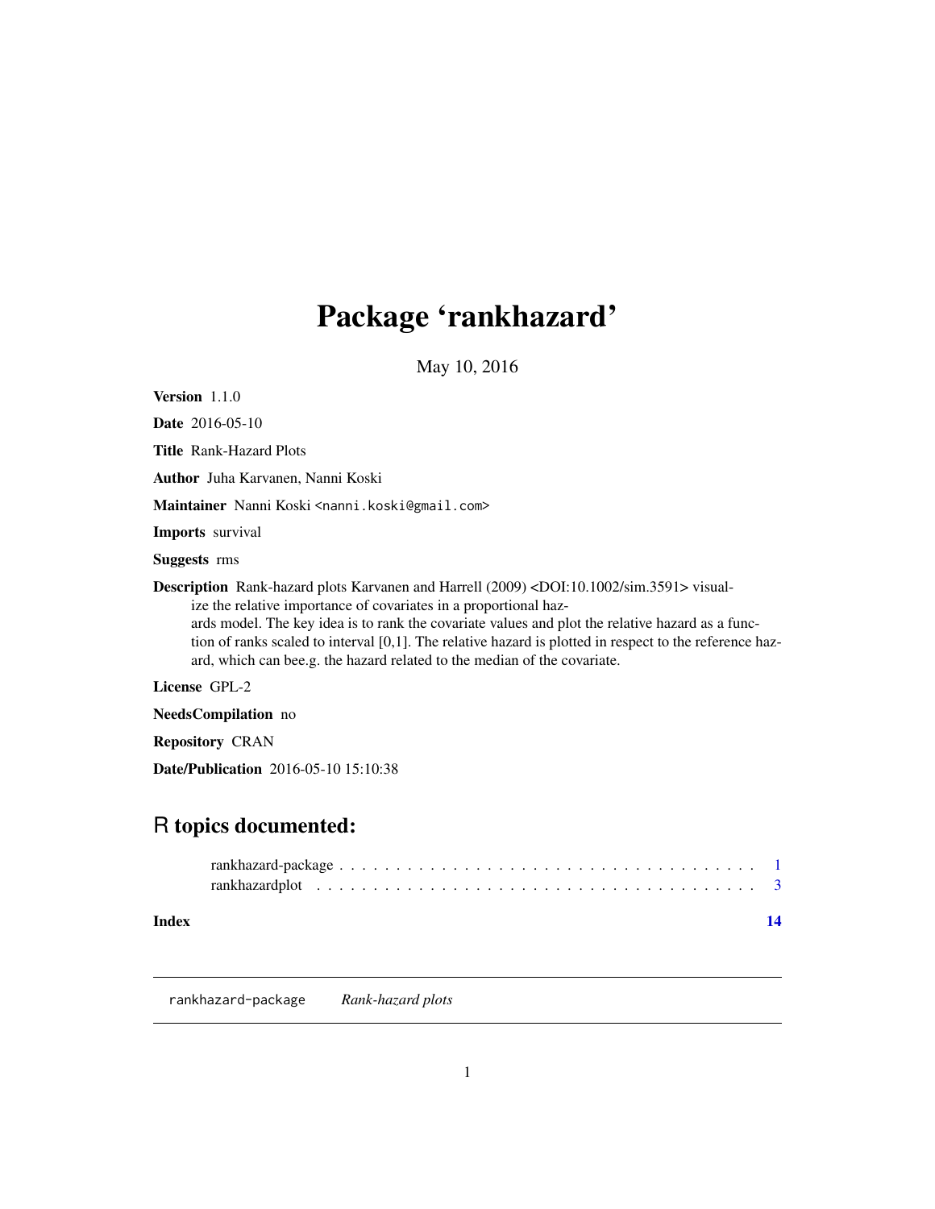# Package 'rankhazard'

May 10, 2016

**Version** 1.1.0

**Date** 2016-05-10

**Title** Rank-Hazard Plots

**Author** Juha Karvanen, Nanni Koski

**Maintainer** Nanni Koski <nanni.koski@gmail.com>

**Imports** survival

**Suggests** rms

**Description** Rank-hazard plots Karvanen and Harrell (2009) <DOI:10.1002/sim.3591> visualize the relative importance of covariates in a proportional hazards model. The key idea is to rank the covariate values and plot the relative hazard as a function of ranks scaled to interval [0,1]. The relative hazard is plotted in respect to the reference hazard, which can bee.g. the hazard related to the median of the covariate.

**License** GPL-2

**NeedsCompilation** no

**Repository** CRAN

**Date/Publication** 2016-05-10 15:10:38

## R topics documented:

rankhazard-package . . . . . . . . . . . . . . . . . . . . . . . . . . . . . . . . . . . . . 1
rankhazardplot . . . . . . . . . . . . . . . . . . . . . . . . . . . . . . . . . . . . . . . 3

**Index** 14

---

`rankhazard-package` *Rank-hazard plots*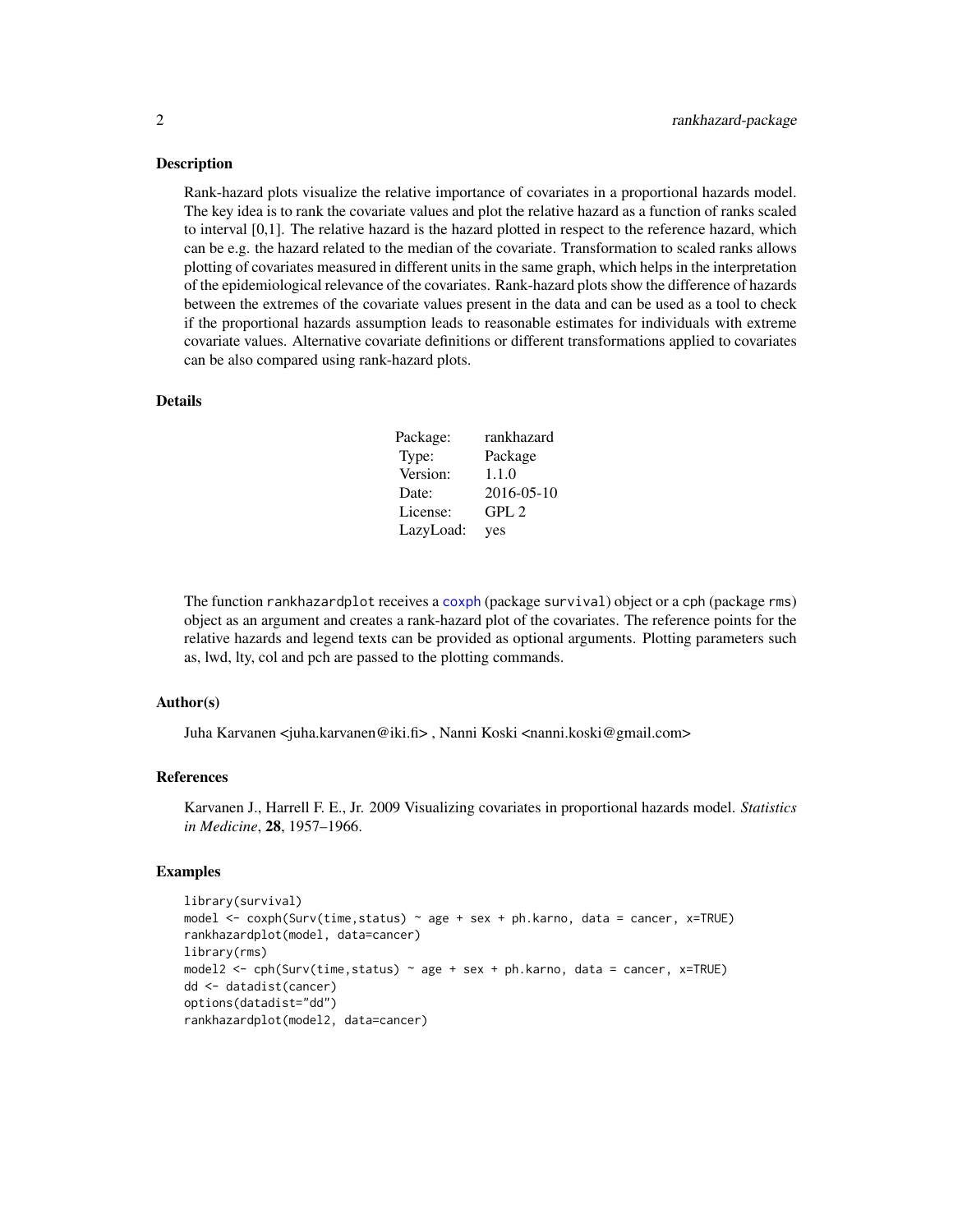## Description

Rank-hazard plots visualize the relative importance of covariates in a proportional hazards model. The key idea is to rank the covariate values and plot the relative hazard as a function of ranks scaled to interval [0,1]. The relative hazard is the hazard plotted in respect to the reference hazard, which can be e.g. the hazard related to the median of the covariate. Transformation to scaled ranks allows plotting of covariates measured in different units in the same graph, which helps in the interpretation of the epidemiological relevance of the covariates. Rank-hazard plots show the difference of hazards between the extremes of the covariate values present in the data and can be used as a tool to check if the proportional hazards assumption leads to reasonable estimates for individuals with extreme covariate values. Alternative covariate definitions or different transformations applied to covariates can be also compared using rank-hazard plots.

## Details

| | |
|---|---|
| Package: | rankhazard |
| Type: | Package |
| Version: | 1.1.0 |
| Date: | 2016-05-10 |
| License: | GPL 2 |
| LazyLoad: | yes |

The function `rankhazardplot` receives a `coxph` (package `survival`) object or a `cph` (package `rms`) object as an argument and creates a rank-hazard plot of the covariates. The reference points for the relative hazards and legend texts can be provided as optional arguments. Plotting parameters such as, lwd, lty, col and pch are passed to the plotting commands.

## Author(s)

Juha Karvanen <juha.karvanen@iki.fi> , Nanni Koski <nanni.koski@gmail.com>

## References

Karvanen J., Harrell F. E., Jr. 2009 Visualizing covariates in proportional hazards model. *Statistics in Medicine*, **28**, 1957–1966.

## Examples

```
library(survival)
model <- coxph(Surv(time,status) ~ age + sex + ph.karno, data = cancer, x=TRUE)
rankhazardplot(model, data=cancer)
library(rms)
model2 <- cph(Surv(time,status) ~ age + sex + ph.karno, data = cancer, x=TRUE)
dd <- datadist(cancer)
options(datadist="dd")
rankhazardplot(model2, data=cancer)
```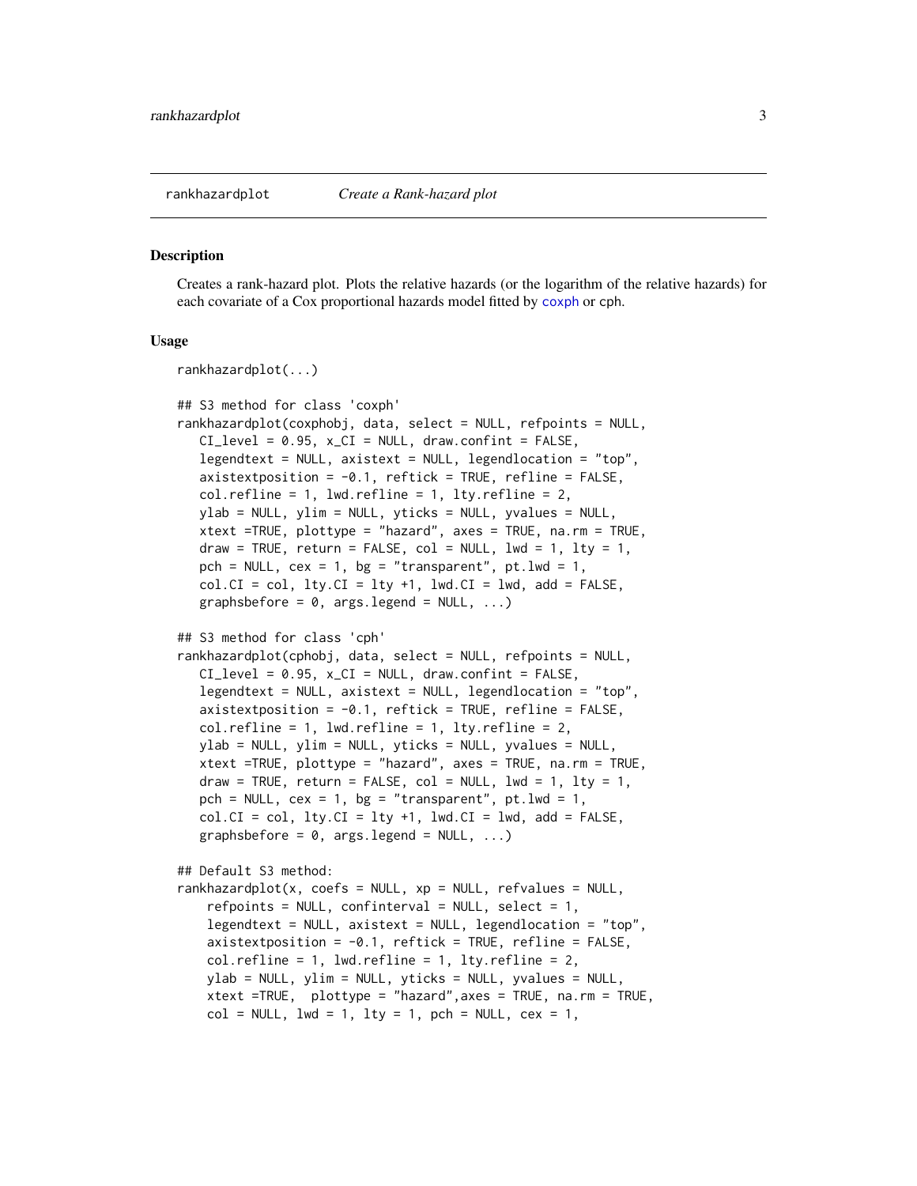`rankhazardplot` *Create a Rank-hazard plot*

## Description

Creates a rank-hazard plot. Plots the relative hazards (or the logarithm of the relative hazards) for each covariate of a Cox proportional hazards model fitted by coxph or cph.

## Usage

```
rankhazardplot(...)

## S3 method for class 'coxph'
rankhazardplot(coxphobj, data, select = NULL, refpoints = NULL,
   CI_level = 0.95, x_CI = NULL, draw.confint = FALSE,
   legendtext = NULL, axistext = NULL, legendlocation = "top",
   axistextposition = -0.1, reftick = TRUE, refline = FALSE,
   col.refline = 1, lwd.refline = 1, lty.refline = 2,
   ylab = NULL, ylim = NULL, yticks = NULL, yvalues = NULL,
   xtext =TRUE, plottype = "hazard", axes = TRUE, na.rm = TRUE,
   draw = TRUE, return = FALSE, col = NULL, lwd = 1, lty = 1,
   pch = NULL, cex = 1, bg = "transparent", pt.lwd = 1,
   col.CI = col, lty.CI = lty +1, lwd.CI = lwd, add = FALSE,
   graphsbefore = 0, args.legend = NULL, ...)

## S3 method for class 'cph'
rankhazardplot(cphobj, data, select = NULL, refpoints = NULL,
   CI_level = 0.95, x_CI = NULL, draw.confint = FALSE,
   legendtext = NULL, axistext = NULL, legendlocation = "top",
   axistextposition = -0.1, reftick = TRUE, refline = FALSE,
   col.refline = 1, lwd.refline = 1, lty.refline = 2,
   ylab = NULL, ylim = NULL, yticks = NULL, yvalues = NULL,
   xtext =TRUE, plottype = "hazard", axes = TRUE, na.rm = TRUE,
   draw = TRUE, return = FALSE, col = NULL, lwd = 1, lty = 1,
   pch = NULL, cex = 1, bg = "transparent", pt.lwd = 1,
   col.CI = col, lty.CI = lty +1, lwd.CI = lwd, add = FALSE,
   graphsbefore = 0, args.legend = NULL, ...)

## Default S3 method:
rankhazardplot(x, coefs = NULL, xp = NULL, refvalues = NULL,
    refpoints = NULL, confinterval = NULL, select = 1,
    legendtext = NULL, axistext = NULL, legendlocation = "top",
    axistextposition = -0.1, reftick = TRUE, refline = FALSE,
    col.refline = 1, lwd.refline = 1, lty.refline = 2,
    ylab = NULL, ylim = NULL, yticks = NULL, yvalues = NULL,
    xtext =TRUE,  plottype = "hazard",axes = TRUE, na.rm = TRUE,
    col = NULL, lwd = 1, lty = 1, pch = NULL, cex = 1,
```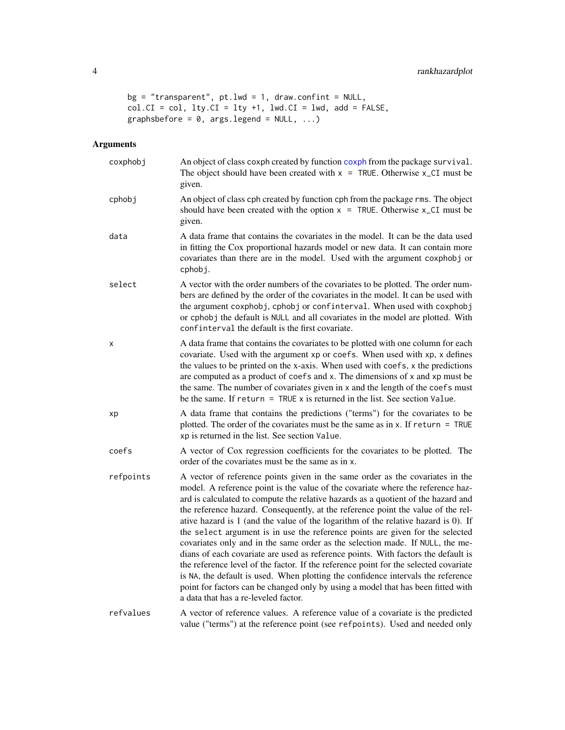```
bg = "transparent", pt.lwd = 1, draw.confint = NULL,
col.CI = col, lty.CI = lty +1, lwd.CI = lwd, add = FALSE,
graphsbefore = 0, args.legend = NULL, ...)
```

## Arguments

| | |
|---|---|
| coxphobj | An object of class coxph created by function coxph from the package survival. The object should have been created with x = TRUE. Otherwise x_CI must be given. |
| cphobj | An object of class cph created by function cph from the package rms. The object should have been created with the option x = TRUE. Otherwise x_CI must be given. |
| data | A data frame that contains the covariates in the model. It can be the data used in fitting the Cox proportional hazards model or new data. It can contain more covariates than there are in the model. Used with the argument coxphobj or cphobj. |
| select | A vector with the order numbers of the covariates to be plotted. The order numbers are defined by the order of the covariates in the model. It can be used with the argument coxphobj, cphobj or confinterval. When used with coxphobj or cphobj the default is NULL and all covariates in the model are plotted. With confinterval the default is the first covariate. |
| x | A data frame that contains the covariates to be plotted with one column for each covariate. Used with the argument xp or coefs. When used with xp, x defines the values to be printed on the x-axis. When used with coefs, x the predictions are computed as a product of coefs and x. The dimensions of x and xp must be the same. The number of covariates given in x and the length of the coefs must be the same. If return = TRUE x is returned in the list. See section Value. |
| xp | A data frame that contains the predictions ("terms") for the covariates to be plotted. The order of the covariates must be the same as in x. If return = TRUE xp is returned in the list. See section Value. |
| coefs | A vector of Cox regression coefficients for the covariates to be plotted. The order of the covariates must be the same as in x. |
| refpoints | A vector of reference points given in the same order as the covariates in the model. A reference point is the value of the covariate where the reference hazard is calculated to compute the relative hazards as a quotient of the hazard and the reference hazard. Consequently, at the reference point the value of the relative hazard is 1 (and the value of the logarithm of the relative hazard is 0). If the select argument is in use the reference points are given for the selected covariates only and in the same order as the selection made. If NULL, the medians of each covariate are used as reference points. With factors the default is the reference level of the factor. If the reference point for the selected covariate is NA, the default is used. When plotting the confidence intervals the reference point for factors can be changed only by using a model that has been fitted with a data that has a re-leveled factor. |
| refvalues | A vector of reference values. A reference value of a covariate is the predicted value ("terms") at the reference point (see refpoints). Used and needed only |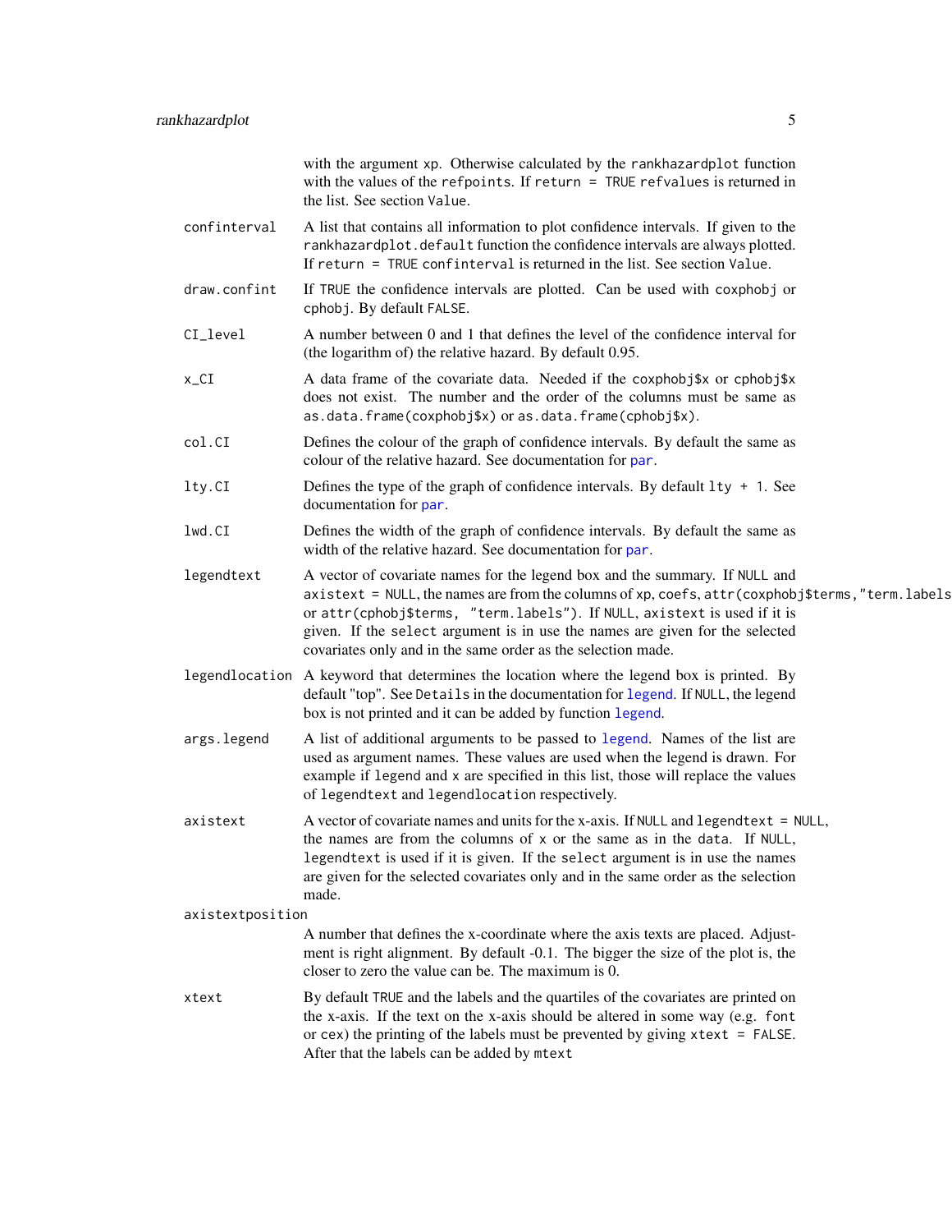with the argument `xp`. Otherwise calculated by the `rankhazardplot` function with the values of the `refpoints`. If `return = TRUE` `refvalues` is returned in the list. See section `Value`.

`confinterval`
: A list that contains all information to plot confidence intervals. If given to the `rankhazardplot.default` function the confidence intervals are always plotted. If `return = TRUE` `confinterval` is returned in the list. See section `Value`.

`draw.confint`
: If `TRUE` the confidence intervals are plotted. Can be used with `coxphobj` or `cphobj`. By default `FALSE`.

`CI_level`
: A number between 0 and 1 that defines the level of the confidence interval for (the logarithm of) the relative hazard. By default 0.95.

`x_CI`
: A data frame of the covariate data. Needed if the `coxphobj$x` or `cphobj$x` does not exist. The number and the order of the columns must be same as `as.data.frame(coxphobj$x)` or `as.data.frame(cphobj$x)`.

`col.CI`
: Defines the colour of the graph of confidence intervals. By default the same as colour of the relative hazard. See documentation for `par`.

`lty.CI`
: Defines the type of the graph of confidence intervals. By default `lty + 1`. See documentation for `par`.

`lwd.CI`
: Defines the width of the graph of confidence intervals. By default the same as width of the relative hazard. See documentation for `par`.

`legendtext`
: A vector of covariate names for the legend box and the summary. If `NULL` and `axistext = NULL`, the names are from the columns of `xp`, `coefs`, `attr(coxphobj$terms,"term.labels")` or `attr(cphobj$terms, "term.labels")`. If `NULL`, `axistext` is used if it is given. If the `select` argument is in use the names are given for the selected covariates only and in the same order as the selection made.

`legendlocation`
: A keyword that determines the location where the legend box is printed. By default "top". See `Details` in the documentation for `legend`. If `NULL`, the legend box is not printed and it can be added by function `legend`.

`args.legend`
: A list of additional arguments to be passed to `legend`. Names of the list are used as argument names. These values are used when the legend is drawn. For example if `legend` and `x` are specified in this list, those will replace the values of `legendtext` and `legendlocation` respectively.

`axistext`
: A vector of covariate names and units for the x-axis. If `NULL` and `legendtext = NULL`, the names are from the columns of `x` or the same as in the `data`. If `NULL`, `legendtext` is used if it is given. If the `select` argument is in use the names are given for the selected covariates only and in the same order as the selection made.

`axistextposition`
: A number that defines the x-coordinate where the axis texts are placed. Adjustment is right alignment. By default -0.1. The bigger the size of the plot is, the closer to zero the value can be. The maximum is 0.

`xtext`
: By default `TRUE` and the labels and the quartiles of the covariates are printed on the x-axis. If the text on the x-axis should be altered in some way (e.g. `font` or `cex`) the printing of the labels must be prevented by giving `xtext = FALSE`. After that the labels can be added by `mtext`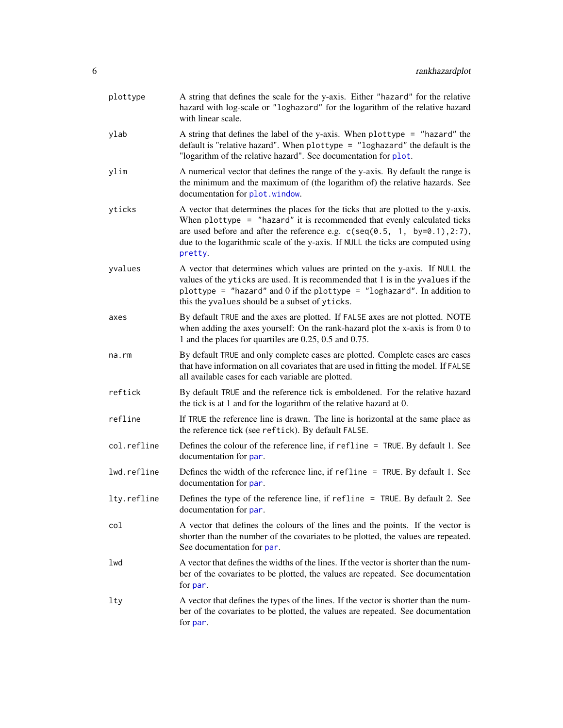| | |
|---|---|
| `plottype` | A string that defines the scale for the y-axis. Either `"hazard"` for the relative hazard with log-scale or `"loghazard"` for the logarithm of the relative hazard with linear scale. |
| `ylab` | A string that defines the label of the y-axis. When `plottype = "hazard"` the default is "relative hazard". When `plottype = "loghazard"` the default is the "logarithm of the relative hazard". See documentation for `plot`. |
| `ylim` | A numerical vector that defines the range of the y-axis. By default the range is the minimum and the maximum of (the logarithm of) the relative hazards. See documentation for `plot.window`. |
| `yticks` | A vector that determines the places for the ticks that are plotted to the y-axis. When `plottype = "hazard"` it is recommended that evenly calculated ticks are used before and after the reference e.g. `c(seq(0.5, 1, by=0.1),2:7)`, due to the logarithmic scale of the y-axis. If `NULL` the ticks are computed using `pretty`. |
| `yvalues` | A vector that determines which values are printed on the y-axis. If `NULL` the values of the `yticks` are used. It is recommended that 1 is in the `yvalues` if the `plottype = "hazard"` and 0 if the `plottype = "loghazard"`. In addition to this the `yvalues` should be a subset of `yticks`. |
| `axes` | By default `TRUE` and the axes are plotted. If `FALSE` axes are not plotted. NOTE when adding the axes yourself: On the rank-hazard plot the x-axis is from 0 to 1 and the places for quartiles are 0.25, 0.5 and 0.75. |
| `na.rm` | By default `TRUE` and only complete cases are plotted. Complete cases are cases that have information on all covariates that are used in fitting the model. If `FALSE` all available cases for each variable are plotted. |
| `reftick` | By default `TRUE` and the reference tick is emboldened. For the relative hazard the tick is at 1 and for the logarithm of the relative hazard at 0. |
| `refline` | If `TRUE` the reference line is drawn. The line is horizontal at the same place as the reference tick (see `reftick`). By default `FALSE`. |
| `col.refline` | Defines the colour of the reference line, if `refline = TRUE`. By default 1. See documentation for `par`. |
| `lwd.refline` | Defines the width of the reference line, if `refline = TRUE`. By default 1. See documentation for `par`. |
| `lty.refline` | Defines the type of the reference line, if `refline = TRUE`. By default 2. See documentation for `par`. |
| `col` | A vector that defines the colours of the lines and the points. If the vector is shorter than the number of the covariates to be plotted, the values are repeated. See documentation for `par`. |
| `lwd` | A vector that defines the widths of the lines. If the vector is shorter than the number of the covariates to be plotted, the values are repeated. See documentation for `par`. |
| `lty` | A vector that defines the types of the lines. If the vector is shorter than the number of the covariates to be plotted, the values are repeated. See documentation for `par`. |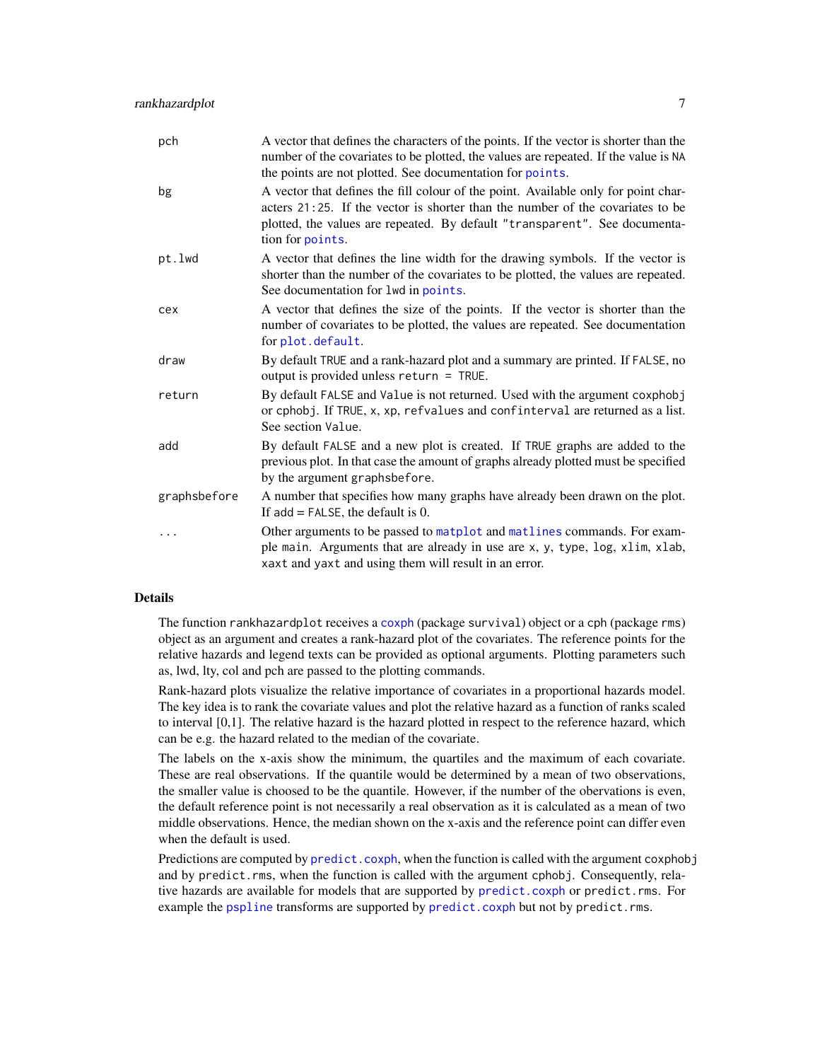| | |
|---|---|
| pch | A vector that defines the characters of the points. If the vector is shorter than the number of the covariates to be plotted, the values are repeated. If the value is NA the points are not plotted. See documentation for points. |
| bg | A vector that defines the fill colour of the point. Available only for point characters 21:25. If the vector is shorter than the number of the covariates to be plotted, the values are repeated. By default "transparent". See documentation for points. |
| pt.lwd | A vector that defines the line width for the drawing symbols. If the vector is shorter than the number of the covariates to be plotted, the values are repeated. See documentation for lwd in points. |
| cex | A vector that defines the size of the points. If the vector is shorter than the number of covariates to be plotted, the values are repeated. See documentation for plot.default. |
| draw | By default TRUE and a rank-hazard plot and a summary are printed. If FALSE, no output is provided unless return = TRUE. |
| return | By default FALSE and Value is not returned. Used with the argument coxphobj or cphobj. If TRUE, x, xp, refvalues and confinterval are returned as a list. See section Value. |
| add | By default FALSE and a new plot is created. If TRUE graphs are added to the previous plot. In that case the amount of graphs already plotted must be specified by the argument graphsbefore. |
| graphsbefore | A number that specifies how many graphs have already been drawn on the plot. If add = FALSE, the default is 0. |
| ... | Other arguments to be passed to matplot and matlines commands. For example main. Arguments that are already in use are x, y, type, log, xlim, xlab, xaxt and yaxt and using them will result in an error. |

## Details

The function rankhazardplot receives a coxph (package survival) object or a cph (package rms) object as an argument and creates a rank-hazard plot of the covariates. The reference points for the relative hazards and legend texts can be provided as optional arguments. Plotting parameters such as, lwd, lty, col and pch are passed to the plotting commands.

Rank-hazard plots visualize the relative importance of covariates in a proportional hazards model. The key idea is to rank the covariate values and plot the relative hazard as a function of ranks scaled to interval [0,1]. The relative hazard is the hazard plotted in respect to the reference hazard, which can be e.g. the hazard related to the median of the covariate.

The labels on the x-axis show the minimum, the quartiles and the maximum of each covariate. These are real observations. If the quantile would be determined by a mean of two observations, the smaller value is choosed to be the quantile. However, if the number of the observations is even, the default reference point is not necessarily a real observation as it is calculated as a mean of two middle observations. Hence, the median shown on the x-axis and the reference point can differ even when the default is used.

Predictions are computed by predict.coxph, when the function is called with the argument coxphobj and by predict.rms, when the function is called with the argument cphobj. Consequently, relative hazards are available for models that are supported by predict.coxph or predict.rms. For example the pspline transforms are supported by predict.coxph but not by predict.rms.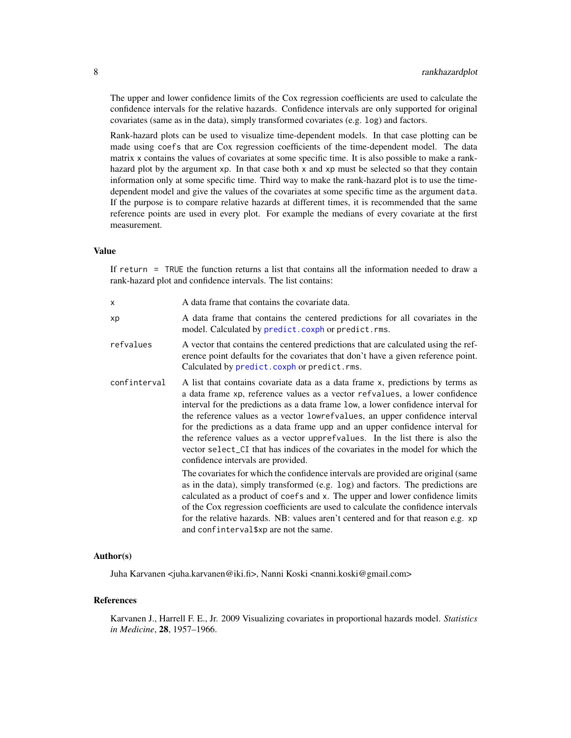The upper and lower confidence limits of the Cox regression coefficients are used to calculate the confidence intervals for the relative hazards. Confidence intervals are only supported for original covariates (same as in the data), simply transformed covariates (e.g. `log`) and factors.

Rank-hazard plots can be used to visualize time-dependent models. In that case plotting can be made using `coefs` that are Cox regression coefficients of the time-dependent model. The data matrix `x` contains the values of covariates at some specific time. It is also possible to make a rank-hazard plot by the argument `xp`. In that case both `x` and `xp` must be selected so that they contain information only at some specific time. Third way to make the rank-hazard plot is to use the time-dependent model and give the values of the covariates at some specific time as the argument `data`. If the purpose is to compare relative hazards at different times, it is recommended that the same reference points are used in every plot. For example the medians of every covariate at the first measurement.

### Value

If `return = TRUE` the function returns a list that contains all the information needed to draw a rank-hazard plot and confidence intervals. The list contains:

`x` A data frame that contains the covariate data.

`xp` A data frame that contains the centered predictions for all covariates in the model. Calculated by `predict.coxph` or `predict.rms`.

`refvalues` A vector that contains the centered predictions that are calculated using the reference point defaults for the covariates that don't have a given reference point. Calculated by `predict.coxph` or `predict.rms`.

`confinterval` A list that contains covariate data as a data frame `x`, predictions by terms as a data frame `xp`, reference values as a vector `refvalues`, a lower confidence interval for the predictions as a data frame `low`, a lower confidence interval for the reference values as a vector `lowrefvalues`, an upper confidence interval for the predictions as a data frame `upp` and an upper confidence interval for the reference values as a vector `upprefvalues`. In the list there is also the vector `select_CI` that has indices of the covariates in the model for which the confidence intervals are provided.

The covariates for which the confidence intervals are provided are original (same as in the data), simply transformed (e.g. `log`) and factors. The predictions are calculated as a product of `coefs` and `x`. The upper and lower confidence limits of the Cox regression coefficients are used to calculate the confidence intervals for the relative hazards. NB: values aren't centered and for that reason e.g. `xp` and `confinterval$xp` are not the same.

### Author(s)

Juha Karvanen <juha.karvanen@iki.fi>, Nanni Koski <nanni.koski@gmail.com>

### References

Karvanen J., Harrell F. E., Jr. 2009 Visualizing covariates in proportional hazards model. *Statistics in Medicine*, **28**, 1957–1966.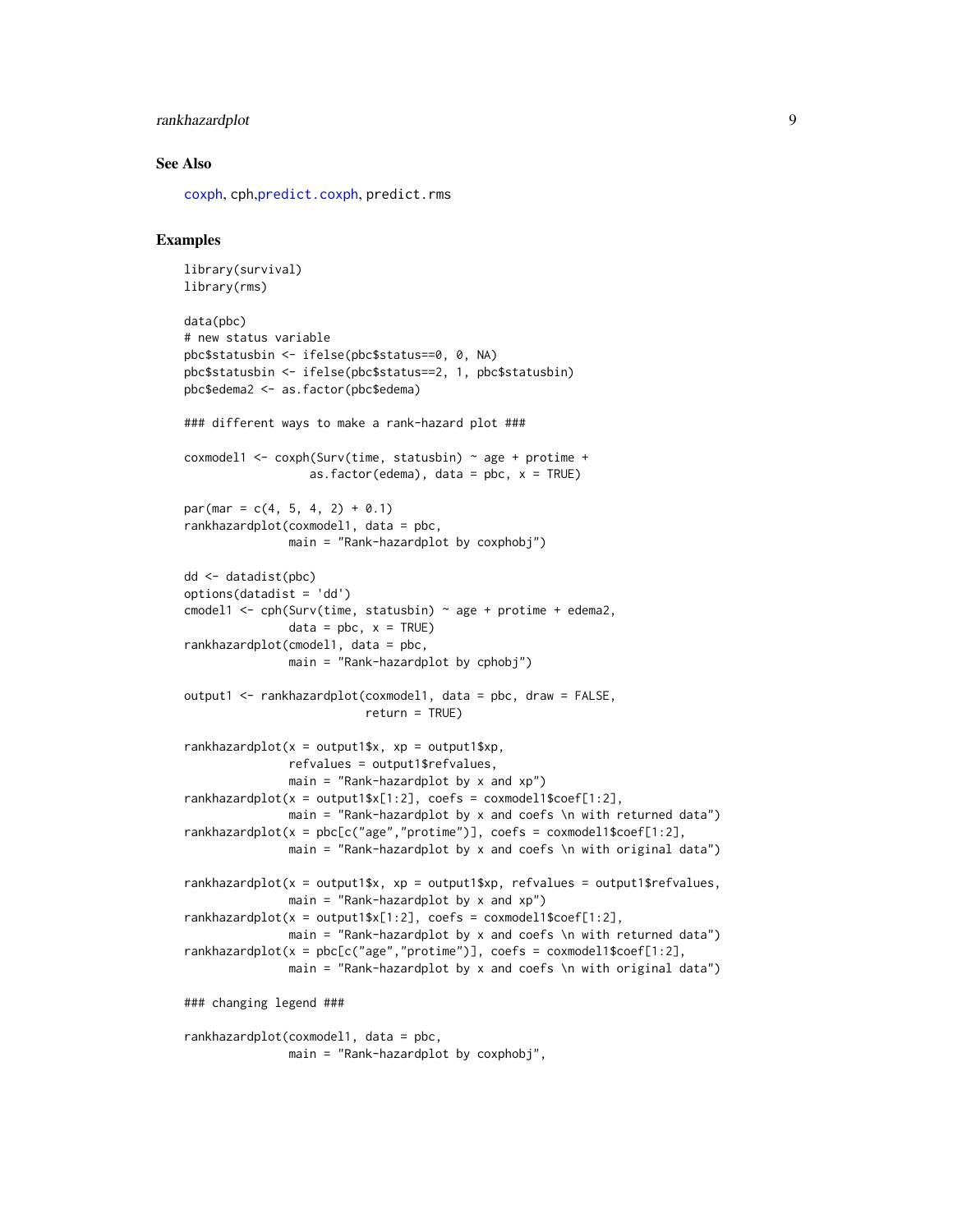## See Also

coxph, cph,predict.coxph, predict.rms

## Examples

```
library(survival)
library(rms)

data(pbc)
# new status variable
pbc$statusbin <- ifelse(pbc$status==0, 0, NA)
pbc$statusbin <- ifelse(pbc$status==2, 1, pbc$statusbin)
pbc$edema2 <- as.factor(pbc$edema)

### different ways to make a rank-hazard plot ###

coxmodel1 <- coxph(Surv(time, statusbin) ~ age + protime +
                   as.factor(edema), data = pbc, x = TRUE)

par(mar = c(4, 5, 4, 2) + 0.1)
rankhazardplot(coxmodel1, data = pbc,
               main = "Rank-hazardplot by coxphobj")

dd <- datadist(pbc)
options(datadist = 'dd')
cmodel1 <- cph(Surv(time, statusbin) ~ age + protime + edema2,
               data = pbc, x = TRUE)
rankhazardplot(cmodel1, data = pbc,
               main = "Rank-hazardplot by cphobj")

output1 <- rankhazardplot(coxmodel1, data = pbc, draw = FALSE,
                          return = TRUE)

rankhazardplot(x = output1$x, xp = output1$xp,
               refvalues = output1$refvalues,
               main = "Rank-hazardplot by x and xp")
rankhazardplot(x = output1$x[1:2], coefs = coxmodel1$coef[1:2],
               main = "Rank-hazardplot by x and coefs \n with returned data")
rankhazardplot(x = pbc[c("age","protime")], coefs = coxmodel1$coef[1:2],
               main = "Rank-hazardplot by x and coefs \n with original data")

rankhazardplot(x = output1$x, xp = output1$xp, refvalues = output1$refvalues,
               main = "Rank-hazardplot by x and xp")
rankhazardplot(x = output1$x[1:2], coefs = coxmodel1$coef[1:2],
               main = "Rank-hazardplot by x and coefs \n with returned data")
rankhazardplot(x = pbc[c("age","protime")], coefs = coxmodel1$coef[1:2],
               main = "Rank-hazardplot by x and coefs \n with original data")

### changing legend ###

rankhazardplot(coxmodel1, data = pbc,
               main = "Rank-hazardplot by coxphobj",
```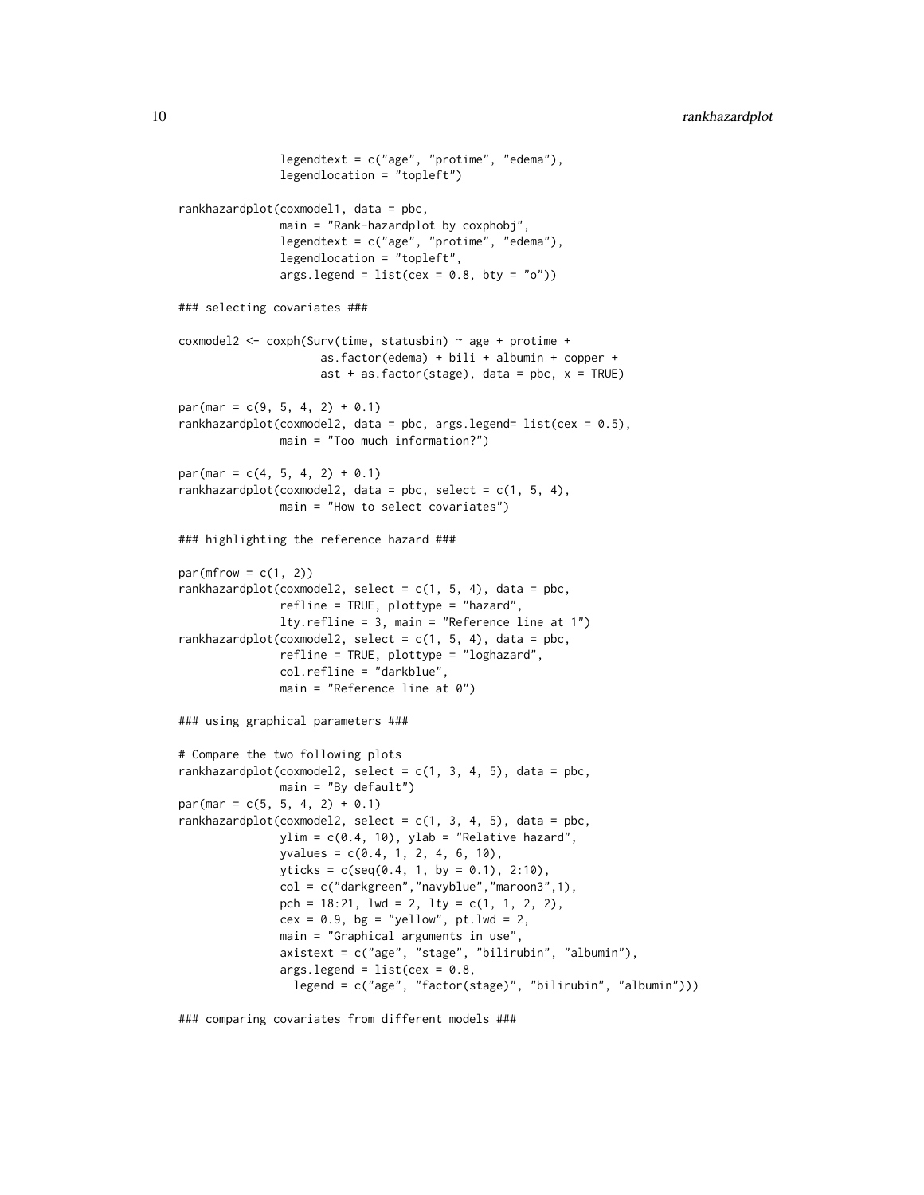```
              legendtext = c("age", "protime", "edema"),
              legendlocation = "topleft")

rankhazardplot(coxmodel1, data = pbc,
              main = "Rank-hazardplot by coxphobj",
              legendtext = c("age", "protime", "edema"),
              legendlocation = "topleft",
              args.legend = list(cex = 0.8, bty = "o"))

### selecting covariates ###

coxmodel2 <- coxph(Surv(time, statusbin) ~ age + protime +
                    as.factor(edema) + bili + albumin + copper +
                    ast + as.factor(stage), data = pbc, x = TRUE)

par(mar = c(9, 5, 4, 2) + 0.1)
rankhazardplot(coxmodel2, data = pbc, args.legend= list(cex = 0.5),
              main = "Too much information?")

par(mar = c(4, 5, 4, 2) + 0.1)
rankhazardplot(coxmodel2, data = pbc, select = c(1, 5, 4),
              main = "How to select covariates")

### highlighting the reference hazard ###

par(mfrow = c(1, 2))
rankhazardplot(coxmodel2, select = c(1, 5, 4), data = pbc,
              refline = TRUE, plottype = "hazard",
              lty.refline = 3, main = "Reference line at 1")
rankhazardplot(coxmodel2, select = c(1, 5, 4), data = pbc,
              refline = TRUE, plottype = "loghazard",
              col.refline = "darkblue",
              main = "Reference line at 0")

### using graphical parameters ###

# Compare the two following plots
rankhazardplot(coxmodel2, select = c(1, 3, 4, 5), data = pbc,
              main = "By default")
par(mar = c(5, 5, 4, 2) + 0.1)
rankhazardplot(coxmodel2, select = c(1, 3, 4, 5), data = pbc,
              ylim = c(0.4, 10), ylab = "Relative hazard",
              yvalues = c(0.4, 1, 2, 4, 6, 10),
              yticks = c(seq(0.4, 1, by = 0.1), 2:10),
              col = c("darkgreen","navyblue","maroon3",1),
              pch = 18:21, lwd = 2, lty = c(1, 1, 2, 2),
              cex = 0.9, bg = "yellow", pt.lwd = 2,
              main = "Graphical arguments in use",
              axistext = c("age", "stage", "bilirubin", "albumin"),
              args.legend = list(cex = 0.8,
                legend = c("age", "factor(stage)", "bilirubin", "albumin")))

### comparing covariates from different models ###
```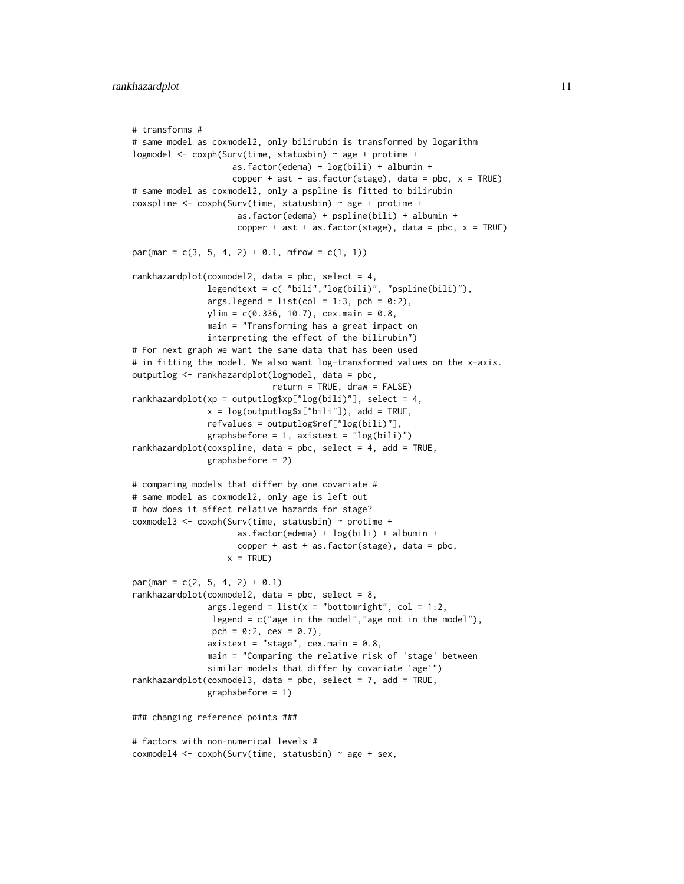```
# transforms #
# same model as coxmodel2, only bilirubin is transformed by logarithm
logmodel <- coxph(Surv(time, statusbin) ~ age + protime +
                    as.factor(edema) + log(bili) + albumin +
                    copper + ast + as.factor(stage), data = pbc, x = TRUE)
# same model as coxmodel2, only a pspline is fitted to bilirubin
coxspline <- coxph(Surv(time, statusbin) ~ age + protime +
                     as.factor(edema) + pspline(bili) + albumin +
                     copper + ast + as.factor(stage), data = pbc, x = TRUE)

par(mar = c(3, 5, 4, 2) + 0.1, mfrow = c(1, 1))

rankhazardplot(coxmodel2, data = pbc, select = 4,
               legendtext = c( "bili","log(bili)", "pspline(bili)"),
               args.legend = list(col = 1:3, pch = 0:2),
               ylim = c(0.336, 10.7), cex.main = 0.8,
               main = "Transforming has a great impact on
               interpreting the effect of the bilirubin")
# For next graph we want the same data that has been used
# in fitting the model. We also want log-transformed values on the x-axis.
outputlog <- rankhazardplot(logmodel, data = pbc,
                            return = TRUE, draw = FALSE)
rankhazardplot(xp = outputlog$xp["log(bili)"], select = 4,
               x = log(outputlog$x["bili"]), add = TRUE,
               refvalues = outputlog$ref["log(bili)"],
               graphsbefore = 1, axistext = "log(bili)")
rankhazardplot(coxspline, data = pbc, select = 4, add = TRUE,
               graphsbefore = 2)

# comparing models that differ by one covariate #
# same model as coxmodel2, only age is left out
# how does it affect relative hazards for stage?
coxmodel3 <- coxph(Surv(time, statusbin) ~ protime +
                     as.factor(edema) + log(bili) + albumin +
                     copper + ast + as.factor(stage), data = pbc,
                   x = TRUE)

par(mar = c(2, 5, 4, 2) + 0.1)
rankhazardplot(coxmodel2, data = pbc, select = 8,
               args.legend = list(x = "bottomright", col = 1:2,
                legend = c("age in the model","age not in the model"),
                pch = 0:2, cex = 0.7),
               axistext = "stage", cex.main = 0.8,
               main = "Comparing the relative risk of 'stage' between
               similar models that differ by covariate 'age'")
rankhazardplot(coxmodel3, data = pbc, select = 7, add = TRUE,
               graphsbefore = 1)

### changing reference points ###

# factors with non-numerical levels #
coxmodel4 <- coxph(Surv(time, statusbin) ~ age + sex,
```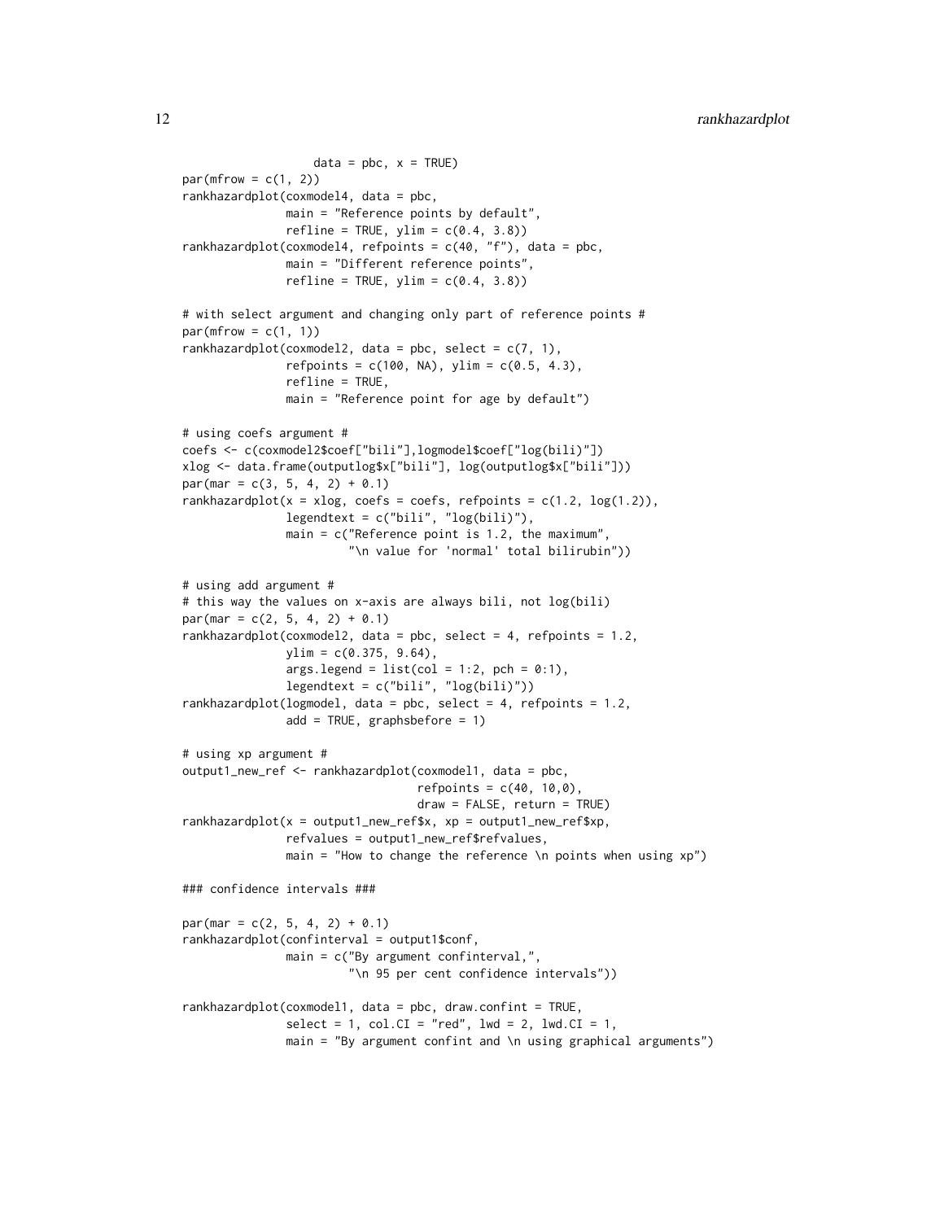```
                  data = pbc, x = TRUE)
par(mfrow = c(1, 2))
rankhazardplot(coxmodel4, data = pbc,
               main = "Reference points by default",
               refline = TRUE, ylim = c(0.4, 3.8))
rankhazardplot(coxmodel4, refpoints = c(40, "f"), data = pbc,
               main = "Different reference points",
               refline = TRUE, ylim = c(0.4, 3.8))

# with select argument and changing only part of reference points #
par(mfrow = c(1, 1))
rankhazardplot(coxmodel2, data = pbc, select = c(7, 1),
               refpoints = c(100, NA), ylim = c(0.5, 4.3),
               refline = TRUE,
               main = "Reference point for age by default")

# using coefs argument #
coefs <- c(coxmodel2$coef["bili"],logmodel$coef["log(bili)"])
xlog <- data.frame(outputlog$x["bili"], log(outputlog$x["bili"]))
par(mar = c(3, 5, 4, 2) + 0.1)
rankhazardplot(x = xlog, coefs = coefs, refpoints = c(1.2, log(1.2)),
               legendtext = c("bili", "log(bili)"),
               main = c("Reference point is 1.2, the maximum",
                        "\n value for 'normal' total bilirubin"))

# using add argument #
# this way the values on x-axis are always bili, not log(bili)
par(mar = c(2, 5, 4, 2) + 0.1)
rankhazardplot(coxmodel2, data = pbc, select = 4, refpoints = 1.2,
               ylim = c(0.375, 9.64),
               args.legend = list(col = 1:2, pch = 0:1),
               legendtext = c("bili", "log(bili)"))
rankhazardplot(logmodel, data = pbc, select = 4, refpoints = 1.2,
               add = TRUE, graphsbefore = 1)

# using xp argument #
output1_new_ref <- rankhazardplot(coxmodel1, data = pbc,
                                  refpoints = c(40, 10,0),
                                  draw = FALSE, return = TRUE)
rankhazardplot(x = output1_new_ref$x, xp = output1_new_ref$xp,
               refvalues = output1_new_ref$refvalues,
               main = "How to change the reference \n points when using xp")

### confidence intervals ###

par(mar = c(2, 5, 4, 2) + 0.1)
rankhazardplot(confinterval = output1$conf,
               main = c("By argument confinterval,",
                        "\n 95 per cent confidence intervals"))

rankhazardplot(coxmodel1, data = pbc, draw.confint = TRUE,
               select = 1, col.CI = "red", lwd = 2, lwd.CI = 1,
               main = "By argument confint and \n using graphical arguments")
```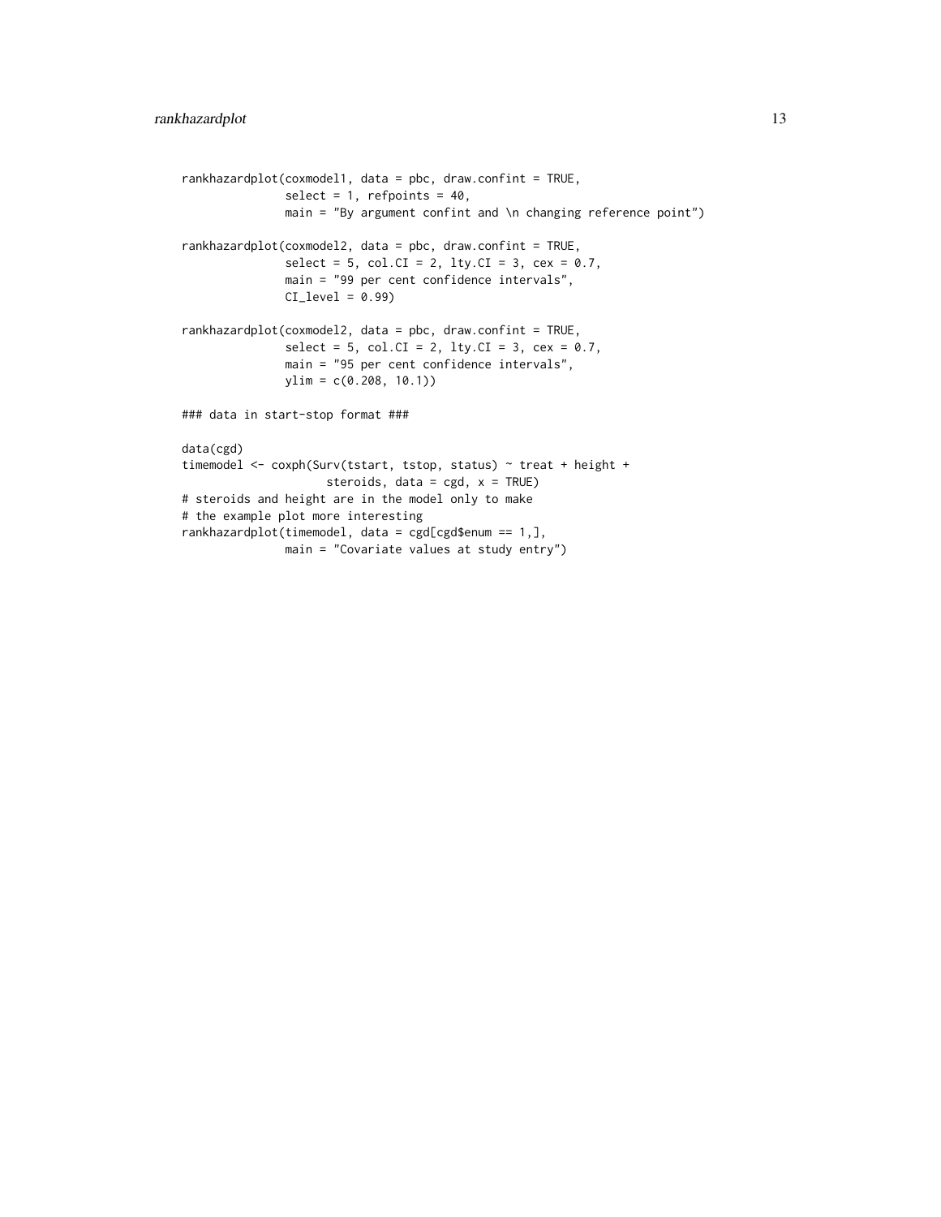```
rankhazardplot(coxmodel1, data = pbc, draw.confint = TRUE,
               select = 1, refpoints = 40,
               main = "By argument confint and \n changing reference point")

rankhazardplot(coxmodel2, data = pbc, draw.confint = TRUE,
               select = 5, col.CI = 2, lty.CI = 3, cex = 0.7,
               main = "99 per cent confidence intervals",
               CI_level = 0.99)

rankhazardplot(coxmodel2, data = pbc, draw.confint = TRUE,
               select = 5, col.CI = 2, lty.CI = 3, cex = 0.7,
               main = "95 per cent confidence intervals",
               ylim = c(0.208, 10.1))

### data in start-stop format ###

data(cgd)
timemodel <- coxph(Surv(tstart, tstop, status) ~ treat + height +
                     steroids, data = cgd, x = TRUE)
# steroids and height are in the model only to make
# the example plot more interesting
rankhazardplot(timemodel, data = cgd[cgd$enum == 1,],
               main = "Covariate values at study entry")
```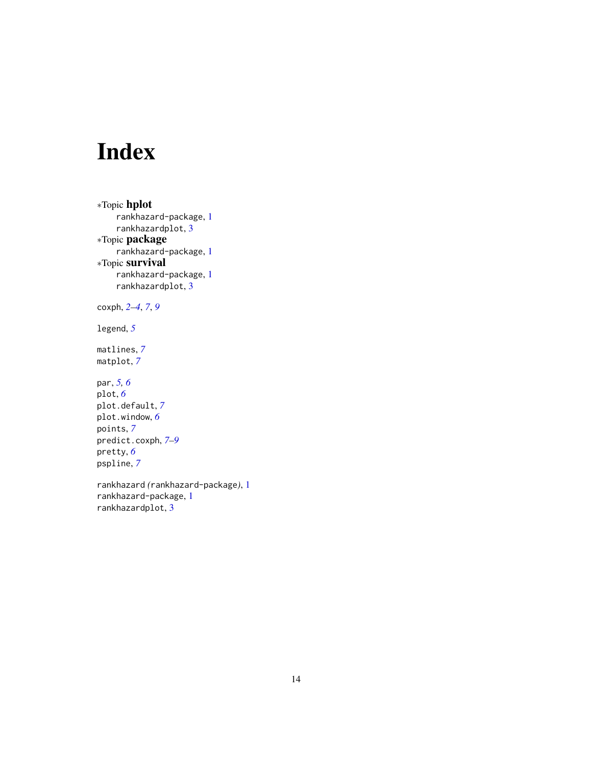# Index

*Topic **hplot**
    rankhazard-package, 1
    rankhazardplot, 3
*Topic **package**
    rankhazard-package, 1
*Topic **survival**
    rankhazard-package, 1
    rankhazardplot, 3

coxph, *2–4*, *7*, *9*

legend, *5*

matlines, *7*
matplot, *7*

par, *5, 6*
plot, *6*
plot.default, *7*
plot.window, *6*
points, *7*
predict.coxph, *7–9*
pretty, *6*
pspline, *7*

rankhazard *(*rankhazard-package*)*, 1
rankhazard-package, 1
rankhazardplot, 3